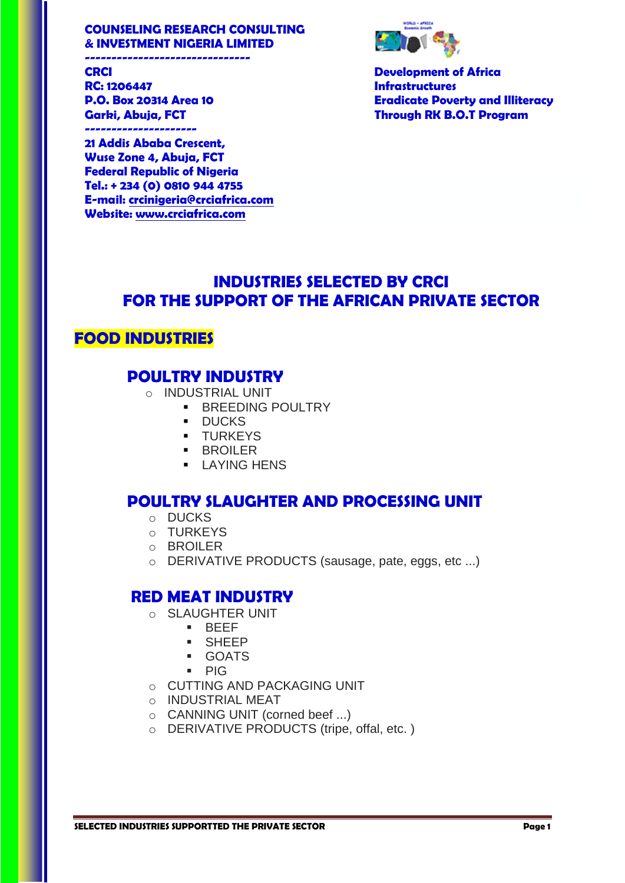**COUNSELING RESEARCH CONSULTING & INVESTMENT NIGERIA LIMITED**

------------------------------

**CRCI**
**RC: 1206447**
**P.O. Box 20314 Area 10**
**Garki, Abuja, FCT**

---------------------

**21 Addis Ababa Crescent,**
**Wuse Zone 4, Abuja, FCT**
**Federal Republic of Nigeria**
**Tel.: + 234 (0) 0810 944 4755**
**E-mail: crcinigeria@crciafrica.com**
**Website: www.crciafrica.com**

**Development of Africa Infrastructures**
**Eradicate Poverty and Illiteracy Through RK B.O.T Program**

# INDUSTRIES SELECTED BY CRCI FOR THE SUPPORT OF THE AFRICAN PRIVATE SECTOR

## FOOD INDUSTRIES

### POULTRY INDUSTRY

- INDUSTRIAL UNIT
  - BREEDING POULTRY
  - DUCKS
  - TURKEYS
  - BROILER
  - LAYING HENS

### POULTRY SLAUGHTER AND PROCESSING UNIT

- DUCKS
- TURKEYS
- BROILER
- DERIVATIVE PRODUCTS (sausage, pate, eggs, etc ...)

### RED MEAT INDUSTRY

- SLAUGHTER UNIT
  - BEEF
  - SHEEP
  - GOATS
  - PIG
- CUTTING AND PACKAGING UNIT
- INDUSTRIAL MEAT
- CANNING UNIT (corned beef ...)
- DERIVATIVE PRODUCTS (tripe, offal, etc. )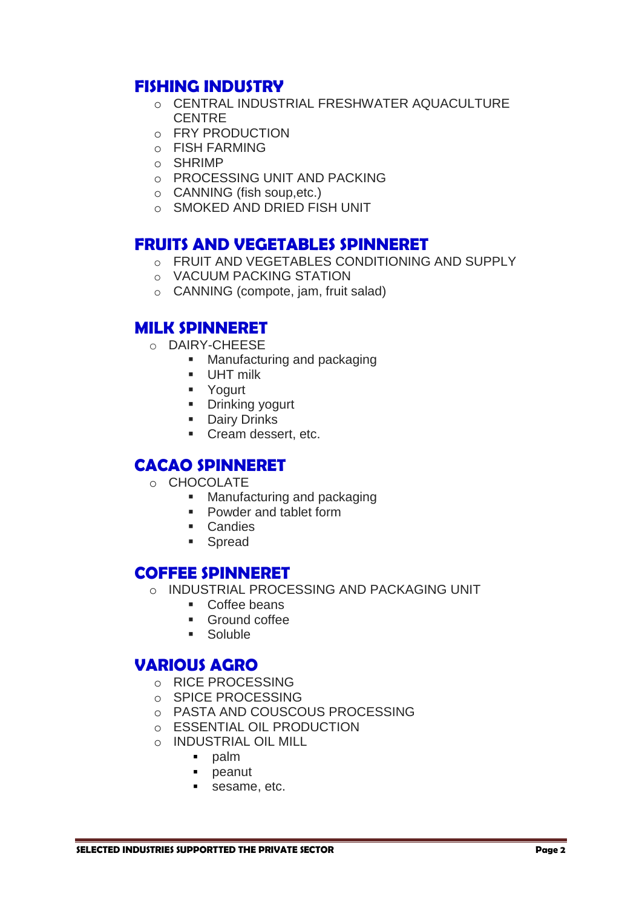## FISHING INDUSTRY

- CENTRAL INDUSTRIAL FRESHWATER AQUACULTURE CENTRE
- FRY PRODUCTION
- FISH FARMING
- SHRIMP
- PROCESSING UNIT AND PACKING
- CANNING (fish soup,etc.)
- SMOKED AND DRIED FISH UNIT

## FRUITS AND VEGETABLES SPINNERET

- FRUIT AND VEGETABLES CONDITIONING AND SUPPLY
- VACUUM PACKING STATION
- CANNING (compote, jam, fruit salad)

## MILK SPINNERET

- DAIRY-CHEESE
  - Manufacturing and packaging
  - UHT milk
  - Yogurt
  - Drinking yogurt
  - Dairy Drinks
  - Cream dessert, etc.

## CACAO SPINNERET

- CHOCOLATE
  - Manufacturing and packaging
  - Powder and tablet form
  - Candies
  - Spread

## COFFEE SPINNERET

- INDUSTRIAL PROCESSING AND PACKAGING UNIT
  - Coffee beans
  - Ground coffee
  - Soluble

## VARIOUS AGRO

- RICE PROCESSING
- SPICE PROCESSING
- PASTA AND COUSCOUS PROCESSING
- ESSENTIAL OIL PRODUCTION
- INDUSTRIAL OIL MILL
  - palm
  - peanut
  - sesame, etc.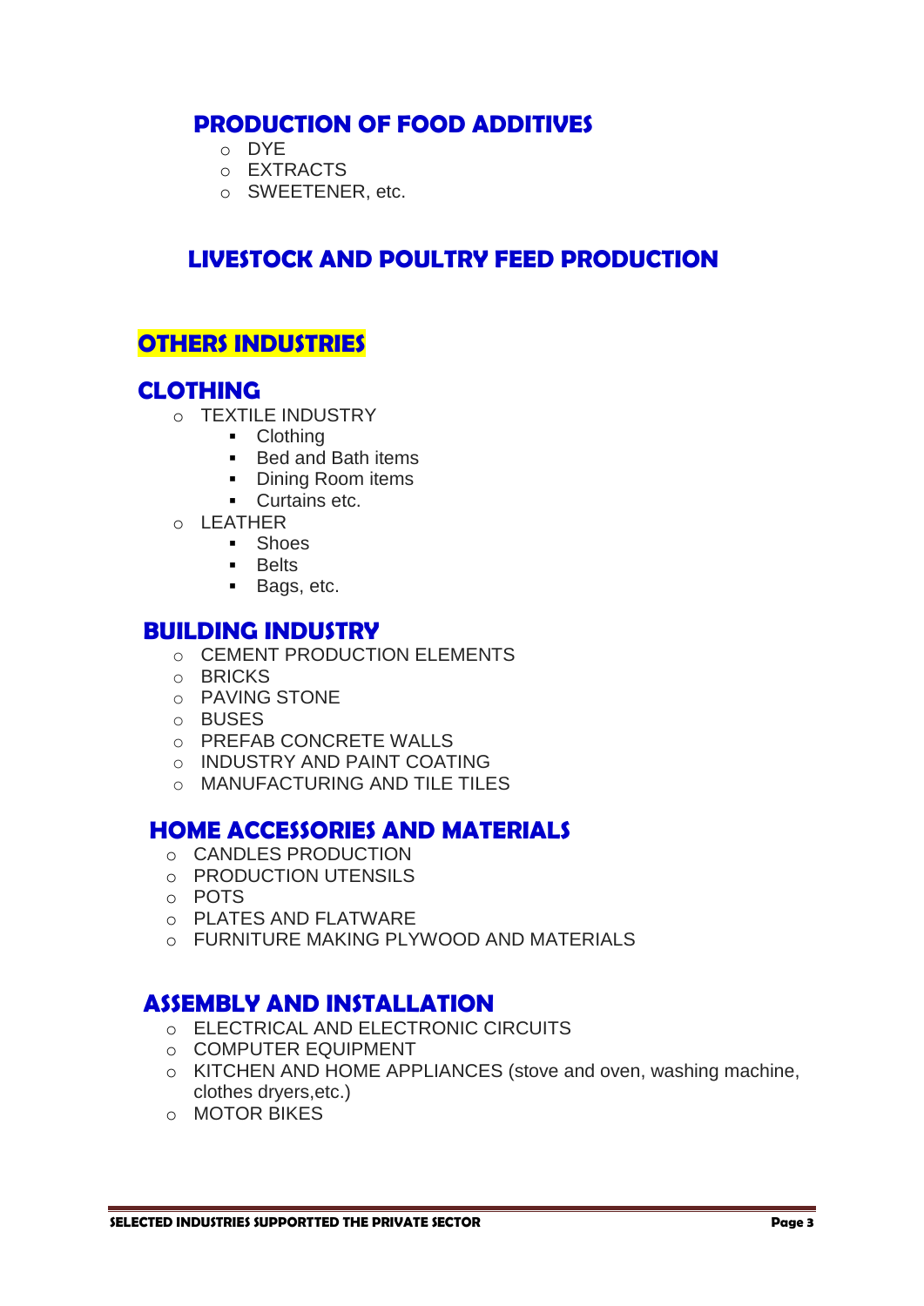## PRODUCTION OF FOOD ADDITIVES

- DYE
- EXTRACTS
- SWEETENER, etc.

## LIVESTOCK AND POULTRY FEED PRODUCTION

## OTHERS INDUSTRIES

## CLOTHING

- TEXTILE INDUSTRY
  - Clothing
  - Bed and Bath items
  - Dining Room items
  - Curtains etc.
- LEATHER
  - Shoes
  - Belts
  - Bags, etc.

## BUILDING INDUSTRY

- CEMENT PRODUCTION ELEMENTS
- BRICKS
- PAVING STONE
- BUSES
- PREFAB CONCRETE WALLS
- INDUSTRY AND PAINT COATING
- MANUFACTURING AND TILE TILES

## HOME ACCESSORIES AND MATERIALS

- CANDLES PRODUCTION
- PRODUCTION UTENSILS
- POTS
- PLATES AND FLATWARE
- FURNITURE MAKING PLYWOOD AND MATERIALS

## ASSEMBLY AND INSTALLATION

- ELECTRICAL AND ELECTRONIC CIRCUITS
- COMPUTER EQUIPMENT
- KITCHEN AND HOME APPLIANCES (stove and oven, washing machine, clothes dryers,etc.)
- MOTOR BIKES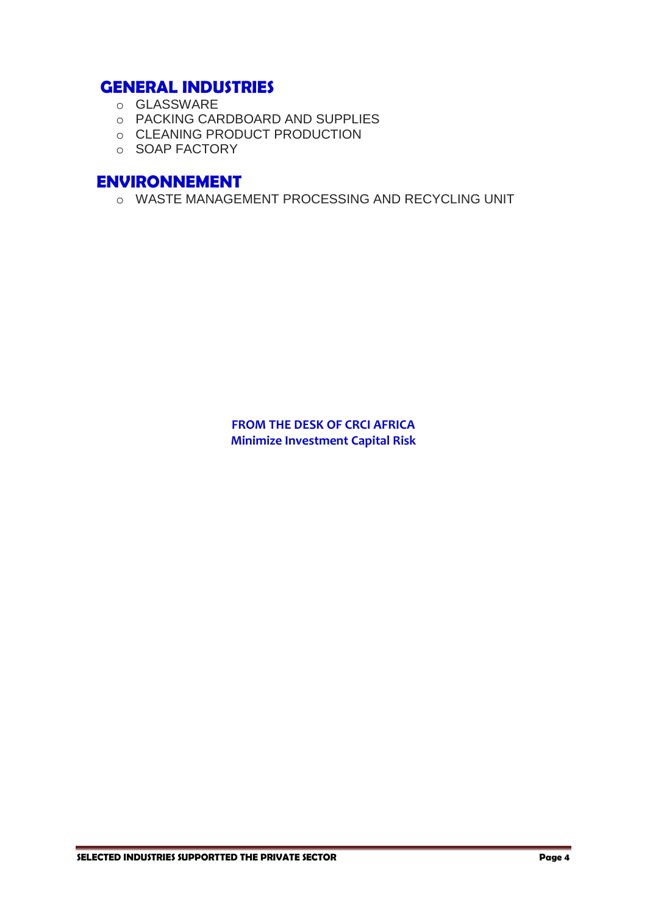## GENERAL INDUSTRIES

- GLASSWARE
- PACKING CARDBOARD AND SUPPLIES
- CLEANING PRODUCT PRODUCTION
- SOAP FACTORY

## ENVIRONNEMENT

- WASTE MANAGEMENT PROCESSING AND RECYCLING UNIT

**FROM THE DESK OF CRCI AFRICA**
**Minimize Investment Capital Risk**